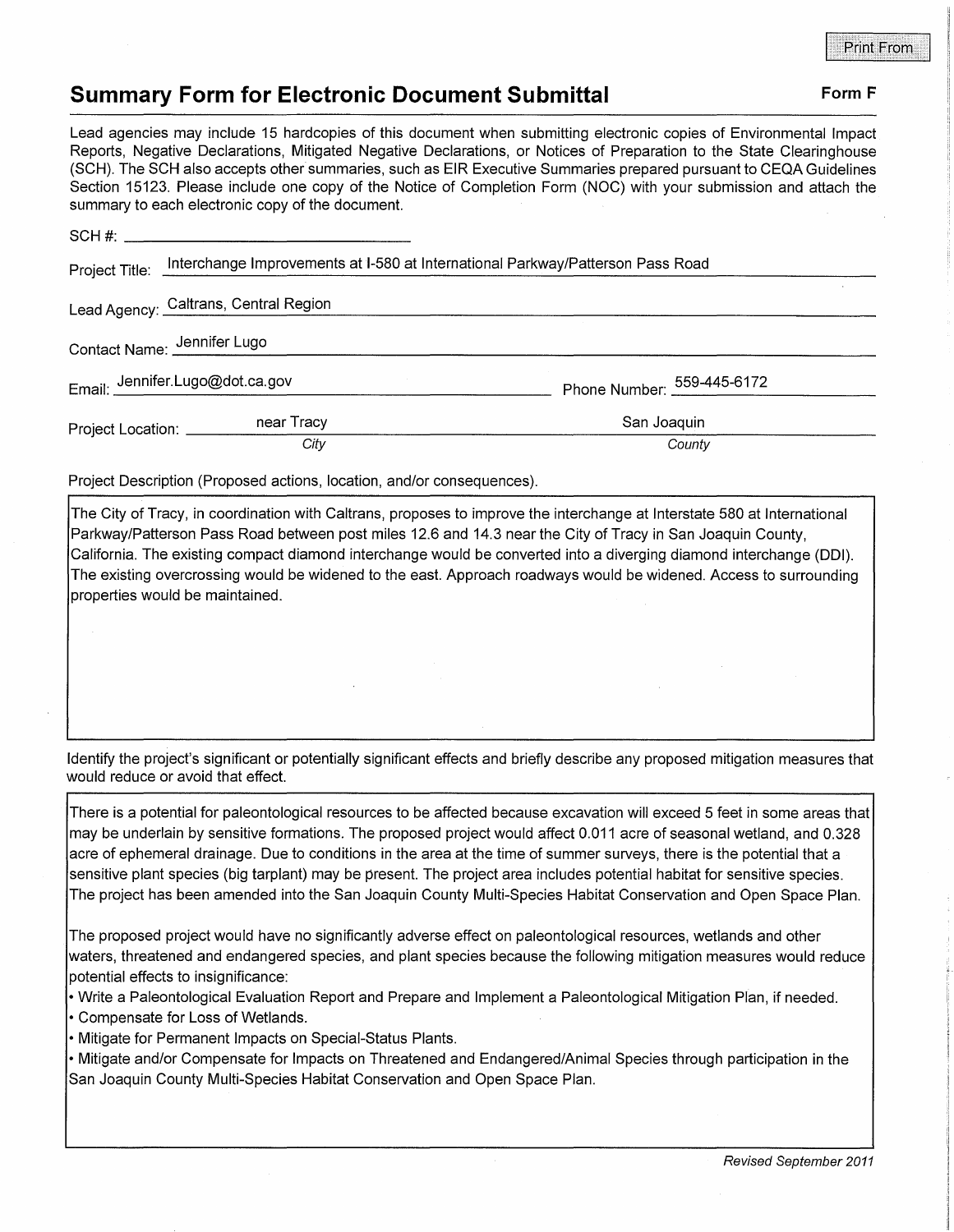Print From

# Summary Form for Electronic Document Submittal

**Form F**

Lead agencies may include 15 hardcopies of this document when submitting electronic copies of Environmental Impact Reports, Negative Declarations, Mitigated Negative Declarations, or Notices of Preparation to the State Clearinghouse (SCH). The SCH also accepts other summaries, such as EIR Executive Summaries prepared pursuant to CEQA Guidelines Section 15123. Please include one copy of the Notice of Completion Form (NOC) with your submission and attach the summary to each electronic copy of the document.

SCH #: ______________________

Project Title: Interchange Improvements at I-580 at International Parkway/Patterson Pass Road

Lead Agency: Caltrans, Central Region

Contact Name: Jennifer Lugo

Email: Jennifer.Lugo@dot.ca.gov

Phone Number: 559-445-6172

Project Location: near Tracy (*City*) San Joaquin (*County*)

Project Description (Proposed actions, location, and/or consequences).

The City of Tracy, in coordination with Caltrans, proposes to improve the interchange at Interstate 580 at International Parkway/Patterson Pass Road between post miles 12.6 and 14.3 near the City of Tracy in San Joaquin County, California. The existing compact diamond interchange would be converted into a diverging diamond interchange (DDI). The existing overcrossing would be widened to the east. Approach roadways would be widened. Access to surrounding properties would be maintained.

Identify the project's significant or potentially significant effects and briefly describe any proposed mitigation measures that would reduce or avoid that effect.

There is a potential for paleontological resources to be affected because excavation will exceed 5 feet in some areas that may be underlain by sensitive formations. The proposed project would affect 0.011 acre of seasonal wetland, and 0.328 acre of ephemeral drainage. Due to conditions in the area at the time of summer surveys, there is the potential that a sensitive plant species (big tarplant) may be present. The project area includes potential habitat for sensitive species. The project has been amended into the San Joaquin County Multi-Species Habitat Conservation and Open Space Plan.

The proposed project would have no significantly adverse effect on paleontological resources, wetlands and other waters, threatened and endangered species, and plant species because the following mitigation measures would reduce potential effects to insignificance:

- Write a Paleontological Evaluation Report and Prepare and Implement a Paleontological Mitigation Plan, if needed.
- Compensate for Loss of Wetlands.
- Mitigate for Permanent Impacts on Special-Status Plants.
- Mitigate and/or Compensate for Impacts on Threatened and Endangered/Animal Species through participation in the San Joaquin County Multi-Species Habitat Conservation and Open Space Plan.

*Revised September 2011*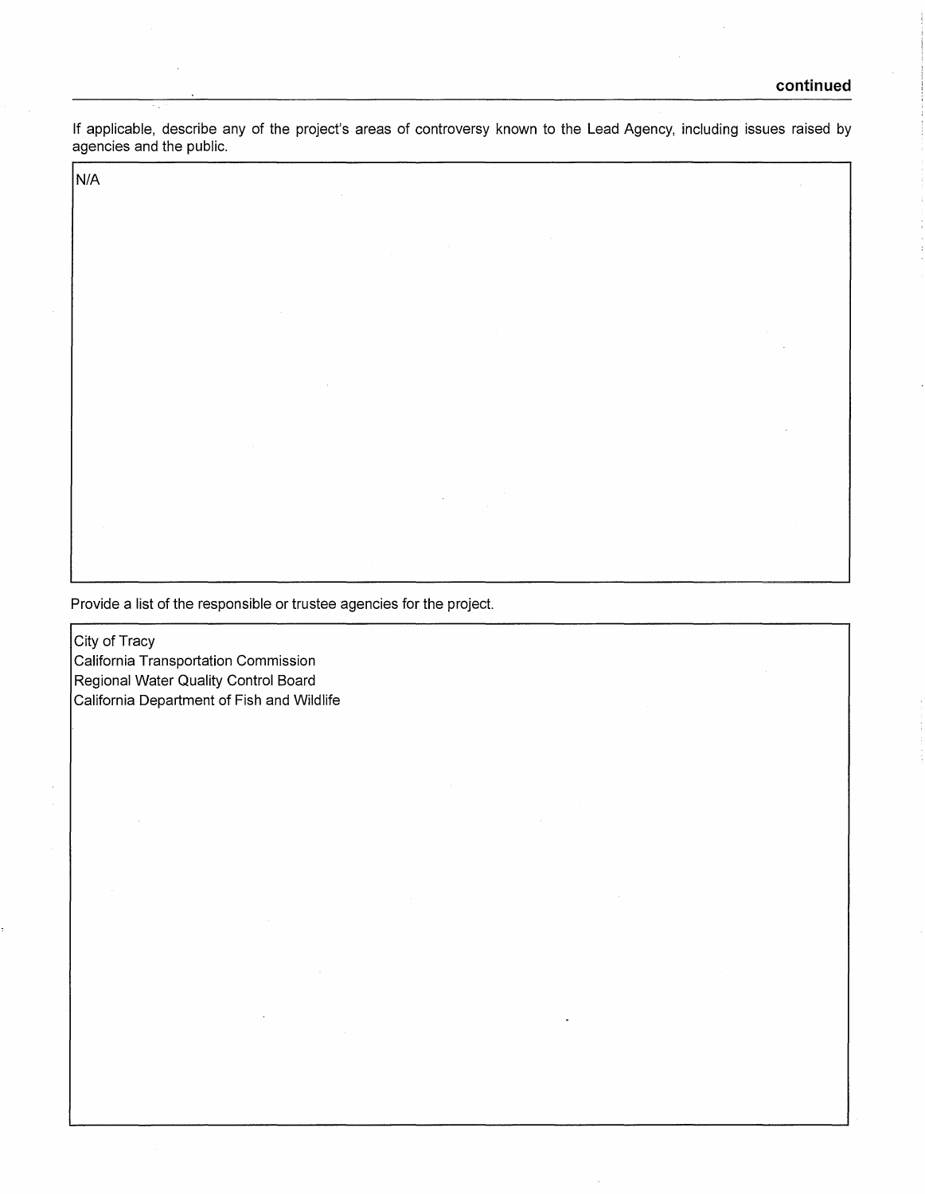**continued**

If applicable, describe any of the project's areas of controversy known to the Lead Agency, including issues raised by agencies and the public.

N/A

Provide a list of the responsible or trustee agencies for the project.

City of Tracy
California Transportation Commission
Regional Water Quality Control Board
California Department of Fish and Wildlife